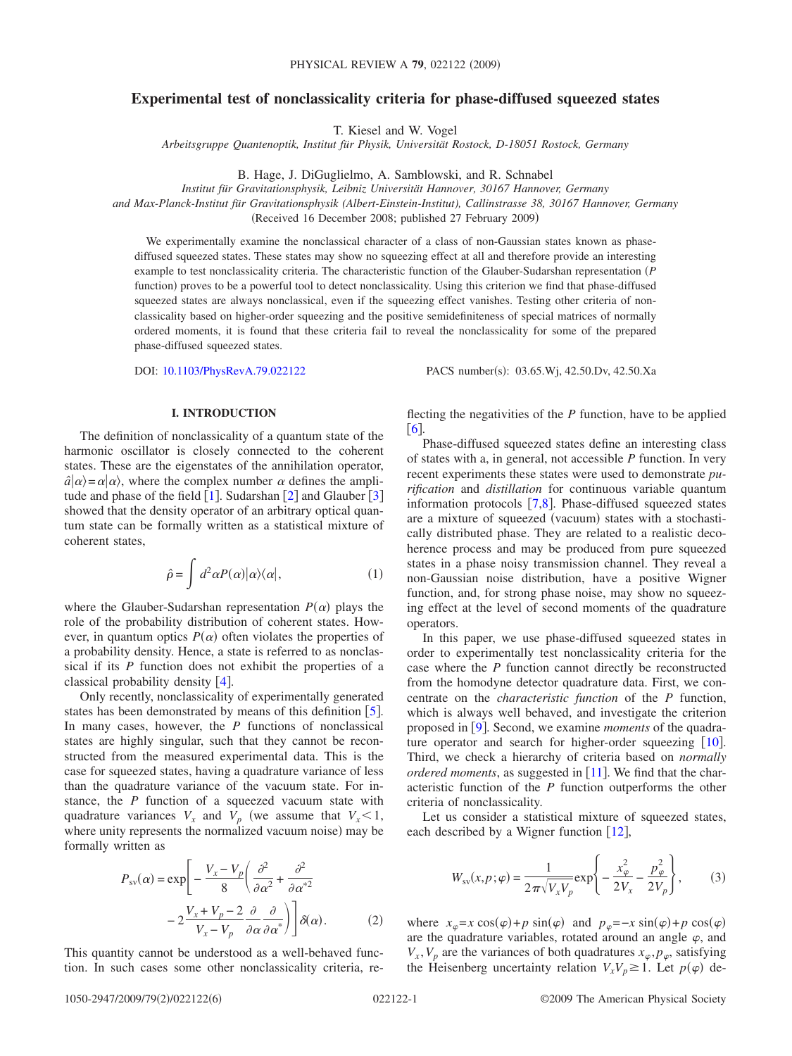# Experimental test of nonclassicality criteria for phase-diffused squeezed states

T. Kiesel and W. Vogel

*Arbeitsgruppe Quantenoptik, Institut für Physik, Universität Rostock, D-18051 Rostock, Germany*

B. Hage, J. DiGuglielmo, A. Samblowski, and R. Schnabel

*Institut für Gravitationsphysik, Leibniz Universität Hannover, 30167 Hannover, Germany and Max-Planck-Institut für Gravitationsphysik (Albert-Einstein-Institut), Callinstrasse 38, 30167 Hannover, Germany*

(Received 16 December 2008; published 27 February 2009)

We experimentally examine the nonclassical character of a class of non-Gaussian states known as phase-diffused squeezed states. These states may show no squeezing effect at all and therefore provide an interesting example to test nonclassicality criteria. The characteristic function of the Glauber-Sudarshan representation ($P$ function) proves to be a powerful tool to detect nonclassicality. Using this criterion we find that phase-diffused squeezed states are always nonclassical, even if the squeezing effect vanishes. Testing other criteria of nonclassicality based on higher-order squeezing and the positive semidefiniteness of special matrices of normally ordered moments, it is found that these criteria fail to reveal the nonclassicality for some of the prepared phase-diffused squeezed states.

DOI: 10.1103/PhysRevA.79.022122 PACS number(s): 03.65.Wj, 42.50.Dv, 42.50.Xa

## I. INTRODUCTION

The definition of nonclassicality of a quantum state of the harmonic oscillator is closely connected to the coherent states. These are the eigenstates of the annihilation operator, $\hat{a}|\alpha\rangle = \alpha|\alpha\rangle$, where the complex number $\alpha$ defines the amplitude and phase of the field [1]. Sudarshan [2] and Glauber [3] showed that the density operator of an arbitrary optical quantum state can be formally written as a statistical mixture of coherent states,

$$\hat{\rho} = \int d^2\alpha P(\alpha)|\alpha\rangle\langle\alpha|, \tag{1}$$

where the Glauber-Sudarshan representation $P(\alpha)$ plays the role of the probability distribution of coherent states. However, in quantum optics $P(\alpha)$ often violates the properties of a probability density. Hence, a state is referred to as nonclassical if its $P$ function does not exhibit the properties of a classical probability density [4].

Only recently, nonclassicality of experimentally generated states has been demonstrated by means of this definition [5]. In many cases, however, the $P$ functions of nonclassical states are highly singular, such that they cannot be reconstructed from the measured experimental data. This is the case for squeezed states, having a quadrature variance of less than the quadrature variance of the vacuum state. For instance, the $P$ function of a squeezed vacuum state with quadrature variances $V_x$ and $V_p$ (we assume that $V_x < 1$, where unity represents the normalized vacuum noise) may be formally written as

$$P_{\mathrm{sv}}(\alpha) = \exp\left[-\frac{V_x - V_p}{8}\left(\frac{\partial^2}{\partial\alpha^2} + \frac{\partial^2}{\partial\alpha^{*2}} - 2\frac{V_x + V_p - 2}{V_x - V_p}\frac{\partial}{\partial\alpha}\frac{\partial}{\partial\alpha^*}\right)\right]\delta(\alpha). \tag{2}$$

This quantity cannot be understood as a well-behaved function. In such cases some other nonclassicality criteria, reflecting the negativities of the $P$ function, have to be applied [6].

Phase-diffused squeezed states define an interesting class of states with a, in general, not accessible $P$ function. In very recent experiments these states were used to demonstrate *purification* and *distillation* for continuous variable quantum information protocols [7,8]. Phase-diffused squeezed states are a mixture of squeezed (vacuum) states with a stochastically distributed phase. They are related to a realistic decoherence process and may be produced from pure squeezed states in a phase noisy transmission channel. They reveal a non-Gaussian noise distribution, have a positive Wigner function, and, for strong phase noise, may show no squeezing effect at the level of second moments of the quadrature operators.

In this paper, we use phase-diffused squeezed states in order to experimentally test nonclassicality criteria for the case where the $P$ function cannot directly be reconstructed from the homodyne detector quadrature data. First, we concentrate on the *characteristic function* of the $P$ function, which is always well behaved, and investigate the criterion proposed in [9]. Second, we examine *moments* of the quadrature operator and search for higher-order squeezing [10]. Third, we check a hierarchy of criteria based on *normally ordered moments*, as suggested in [11]. We find that the characteristic function of the $P$ function outperforms the other criteria of nonclassicality.

Let us consider a statistical mixture of squeezed states, each described by a Wigner function [12],

$$W_{\mathrm{sv}}(x,p;\varphi) = \frac{1}{2\pi\sqrt{V_x V_p}}\exp\left\{-\frac{x_\varphi^2}{2V_x} - \frac{p_\varphi^2}{2V_p}\right\}, \tag{3}$$

where $x_\varphi = x\cos(\varphi) + p\sin(\varphi)$ and $p_\varphi = -x\sin(\varphi) + p\cos(\varphi)$ are the quadrature variables, rotated around an angle $\varphi$, and $V_x, V_p$ are the variances of both quadratures $x_\varphi, p_\varphi$, satisfying the Heisenberg uncertainty relation $V_x V_p \geq 1$. Let $p(\varphi)$ de-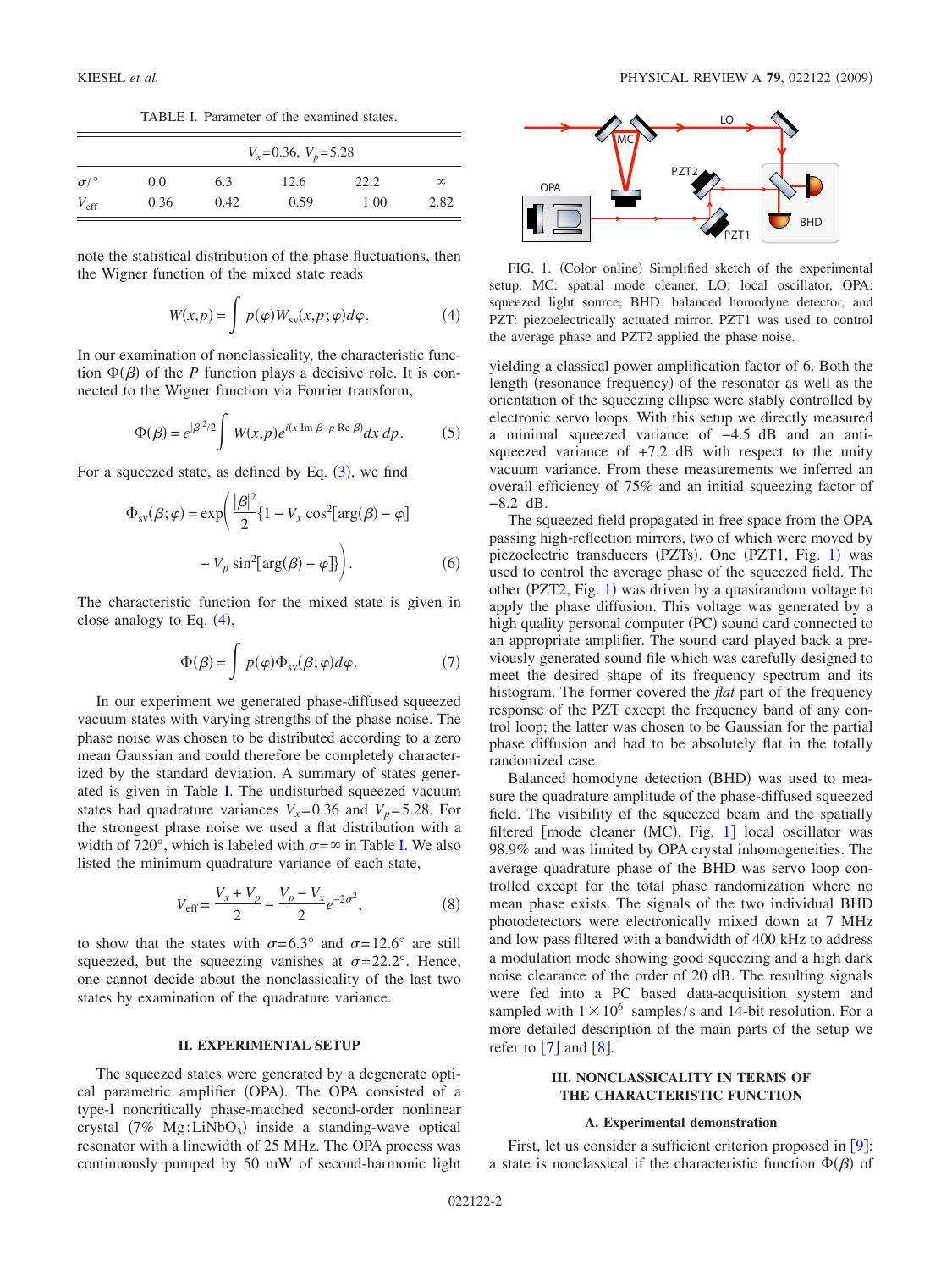TABLE I. Parameter of the examined states.

| | $V_x=0.36$, $V_p=5.28$ | | | | |
|---|---|---|---|---|---|
| $\sigma/^\circ$ | 0.0 | 6.3 | 12.6 | 22.2 | $\infty$ |
| $V_{\rm eff}$ | 0.36 | 0.42 | 0.59 | 1.00 | 2.82 |

note the statistical distribution of the phase fluctuations, then the Wigner function of the mixed state reads

$$W(x,p) = \int p(\varphi) W_{\rm sv}(x,p;\varphi) d\varphi. \tag{4}$$

In our examination of nonclassicality, the characteristic function $\Phi(\beta)$ of the $P$ function plays a decisive role. It is connected to the Wigner function via Fourier transform,

$$\Phi(\beta) = e^{|\beta|^2/2} \int W(x,p) e^{i(x\,{\rm Im}\,\beta - p\,{\rm Re}\,\beta)} dx\, dp. \tag{5}$$

For a squeezed state, as defined by Eq. (3), we find

$$\Phi_{\rm sv}(\beta;\varphi) = \exp\left(\frac{|\beta|^2}{2}\{1 - V_x \cos^2[\arg(\beta) - \varphi] - V_p \sin^2[\arg(\beta) - \varphi]\}\right). \tag{6}$$

The characteristic function for the mixed state is given in close analogy to Eq. (4),

$$\Phi(\beta) = \int p(\varphi) \Phi_{\rm sv}(\beta;\varphi) d\varphi. \tag{7}$$

In our experiment we generated phase-diffused squeezed vacuum states with varying strengths of the phase noise. The phase noise was chosen to be distributed according to a zero mean Gaussian and could therefore be completely characterized by the standard deviation. A summary of states generated is given in Table I. The undisturbed squeezed vacuum states had quadrature variances $V_x=0.36$ and $V_p=5.28$. For the strongest phase noise we used a flat distribution with a width of 720°, which is labeled with $\sigma=\infty$ in Table I. We also listed the minimum quadrature variance of each state,

$$V_{\rm eff} = \frac{V_x + V_p}{2} - \frac{V_p - V_x}{2} e^{-2\sigma^2}, \tag{8}$$

to show that the states with $\sigma=6.3°$ and $\sigma=12.6°$ are still squeezed, but the squeezing vanishes at $\sigma=22.2°$. Hence, one cannot decide about the nonclassicality of the last two states by examination of the quadrature variance.

## II. EXPERIMENTAL SETUP

The squeezed states were generated by a degenerate optical parametric amplifier (OPA). The OPA consisted of a type-I noncritically phase-matched second-order nonlinear crystal (7% $Mg{:}LiNbO_3$) inside a standing-wave optical resonator with a linewidth of 25 MHz. The OPA process was continuously pumped by 50 mW of second-harmonic light yielding a classical power amplification factor of 6. Both the length (resonance frequency) of the resonator as well as the orientation of the squeezing ellipse were stably controlled by electronic servo loops. With this setup we directly measured a minimal squeezed variance of −4.5 dB and an antisqueezed variance of +7.2 dB with respect to the unity vacuum variance. From these measurements we inferred an overall efficiency of 75% and an initial squeezing factor of −8.2 dB.

FIG. 1. (Color online) Simplified sketch of the experimental setup. MC: spatial mode cleaner, LO: local oscillator, OPA: squeezed light source, BHD: balanced homodyne detector, and PZT: piezoelectrically actuated mirror. PZT1 was used to control the average phase and PZT2 applied the phase noise.

The squeezed field propagated in free space from the OPA passing high-reflection mirrors, two of which were moved by piezoelectric transducers (PZTs). One (PZT1, Fig. 1) was used to control the average phase of the squeezed field. The other (PZT2, Fig. 1) was driven by a quasirandom voltage to apply the phase diffusion. This voltage was generated by a high quality personal computer (PC) sound card connected to an appropriate amplifier. The sound card played back a previously generated sound file which was carefully designed to meet the desired shape of its frequency spectrum and its histogram. The former covered the *flat* part of the frequency response of the PZT except the frequency band of any control loop; the latter was chosen to be Gaussian for the partial phase diffusion and had to be absolutely flat in the totally randomized case.

Balanced homodyne detection (BHD) was used to measure the quadrature amplitude of the phase-diffused squeezed field. The visibility of the squeezed beam and the spatially filtered [mode cleaner (MC), Fig. 1] local oscillator was 98.9% and was limited by OPA crystal inhomogeneities. The average quadrature phase of the BHD was servo loop controlled except for the total phase randomization where no mean phase exists. The signals of the two individual BHD photodetectors were electronically mixed down at 7 MHz and low pass filtered with a bandwidth of 400 kHz to address a modulation mode showing good squeezing and a high dark noise clearance of the order of 20 dB. The resulting signals were fed into a PC based data-acquisition system and sampled with $1\times10^6$ samples/s and 14-bit resolution. For a more detailed description of the main parts of the setup we refer to [7] and [8].

## III. NONCLASSICALITY IN TERMS OF THE CHARACTERISTIC FUNCTION

### A. Experimental demonstration

First, let us consider a sufficient criterion proposed in [9]: a state is nonclassical if the characteristic function $\Phi(\beta)$ of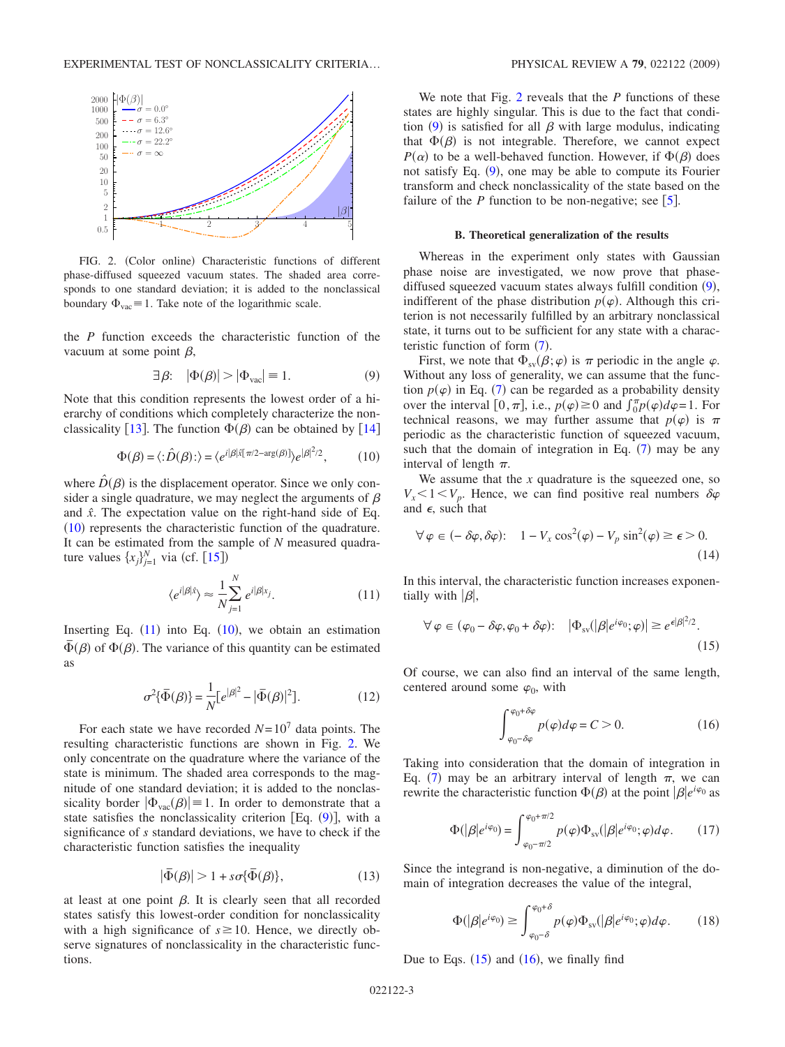FIG. 2. (Color online) Characteristic functions of different phase-diffused squeezed vacuum states. The shaded area corresponds to one standard deviation; it is added to the nonclassical boundary $\Phi_{\mathrm{vac}} \equiv 1$. Take note of the logarithmic scale.

the $P$ function exceeds the characteristic function of the vacuum at some point $\beta$,

$$\exists \beta: \quad |\Phi(\beta)| > |\Phi_{\mathrm{vac}}| \equiv 1. \tag{9}$$

Note that this condition represents the lowest order of a hierarchy of conditions which completely characterize the nonclassicality [13]. The function $\Phi(\beta)$ can be obtained by [14]

$$\Phi(\beta) = \langle : \hat{D}(\beta) : \rangle = \langle e^{i|\beta|\hat{x}[\pi/2 - \arg(\beta)]} \rangle e^{|\beta|^2/2}, \tag{10}$$

where $\hat{D}(\beta)$ is the displacement operator. Since we only consider a single quadrature, we may neglect the arguments of $\beta$ and $\hat{x}$. The expectation value on the right-hand side of Eq. (10) represents the characteristic function of the quadrature. It can be estimated from the sample of $N$ measured quadrature values $\{x_j\}_{j=1}^{N}$ via (cf. [15])

$$\langle e^{i|\beta|\hat{x}} \rangle \approx \frac{1}{N} \sum_{j=1}^{N} e^{i|\beta| x_j}. \tag{11}$$

Inserting Eq. (11) into Eq. (10), we obtain an estimation $\bar{\Phi}(\beta)$ of $\Phi(\beta)$. The variance of this quantity can be estimated as

$$\sigma^2\{\bar{\Phi}(\beta)\} = \frac{1}{N}[e^{|\beta|^2} - |\bar{\Phi}(\beta)|^2]. \tag{12}$$

For each state we have recorded $N = 10^7$ data points. The resulting characteristic functions are shown in Fig. 2. We only concentrate on the quadrature where the variance of the state is minimum. The shaded area corresponds to the magnitude of one standard deviation; it is added to the nonclassicality border $|\Phi_{\mathrm{vac}}(\beta)| \equiv 1$. In order to demonstrate that a state satisfies the nonclassicality criterion [Eq. (9)], with a significance of $s$ standard deviations, we have to check if the characteristic function satisfies the inequality

$$|\bar{\Phi}(\beta)| > 1 + s\sigma\{\bar{\Phi}(\beta)\}, \tag{13}$$

at least at one point $\beta$. It is clearly seen that all recorded states satisfy this lowest-order condition for nonclassicality with a high significance of $s \gtrsim 10$. Hence, we directly observe signatures of nonclassicality in the characteristic functions.

We note that Fig. 2 reveals that the $P$ functions of these states are highly singular. This is due to the fact that condition (9) is satisfied for all $\beta$ with large modulus, indicating that $\Phi(\beta)$ is not integrable. Therefore, we cannot expect $P(\alpha)$ to be a well-behaved function. However, if $\Phi(\beta)$ does not satisfy Eq. (9), one may be able to compute its Fourier transform and check nonclassicality of the state based on the failure of the $P$ function to be non-negative; see [5].

### B. Theoretical generalization of the results

Whereas in the experiment only states with Gaussian phase noise are investigated, we now prove that phase-diffused squeezed vacuum states always fulfill condition (9), indifferent of the phase distribution $p(\varphi)$. Although this criterion is not necessarily fulfilled by an arbitrary nonclassical state, it turns out to be sufficient for any state with a characteristic function of form (7).

First, we note that $\Phi_{\mathrm{sv}}(\beta;\varphi)$ is $\pi$ periodic in the angle $\varphi$. Without any loss of generality, we can assume that the function $p(\varphi)$ in Eq. (7) can be regarded as a probability density over the interval $[0,\pi]$, i.e., $p(\varphi) \geq 0$ and $\int_0^\pi p(\varphi) d\varphi = 1$. For technical reasons, we may further assume that $p(\varphi)$ is $\pi$ periodic as the characteristic function of squeezed vacuum, such that the domain of integration in Eq. (7) may be any interval of length $\pi$.

We assume that the $x$ quadrature is the squeezed one, so $V_x < 1 < V_p$. Hence, we can find positive real numbers $\delta\varphi$ and $\epsilon$, such that

$$\forall \varphi \in (-\delta\varphi, \delta\varphi): \quad 1 - V_x \cos^2(\varphi) - V_p \sin^2(\varphi) \geq \epsilon > 0. \tag{14}$$

In this interval, the characteristic function increases exponentially with $|\beta|$,

$$\forall \varphi \in (\varphi_0 - \delta\varphi, \varphi_0 + \delta\varphi): \quad |\Phi_{\mathrm{sv}}(|\beta| e^{i\varphi_0};\varphi)| \geq e^{\epsilon|\beta|^2/2}. \tag{15}$$

Of course, we can also find an interval of the same length, centered around some $\varphi_0$, with

$$\int_{\varphi_0 - \delta\varphi}^{\varphi_0 + \delta\varphi} p(\varphi) d\varphi = C > 0. \tag{16}$$

Taking into consideration that the domain of integration in Eq. (7) may be an arbitrary interval of length $\pi$, we can rewrite the characteristic function $\Phi(\beta)$ at the point $|\beta| e^{i\varphi_0}$ as

$$\Phi(|\beta| e^{i\varphi_0}) = \int_{\varphi_0 - \pi/2}^{\varphi_0 + \pi/2} p(\varphi) \Phi_{\mathrm{sv}}(|\beta| e^{i\varphi_0};\varphi) d\varphi. \tag{17}$$

Since the integrand is non-negative, a diminution of the domain of integration decreases the value of the integral,

$$\Phi(|\beta| e^{i\varphi_0}) \geq \int_{\varphi_0 - \delta}^{\varphi_0 + \delta} p(\varphi) \Phi_{\mathrm{sv}}(|\beta| e^{i\varphi_0};\varphi) d\varphi. \tag{18}$$

Due to Eqs. (15) and (16), we finally find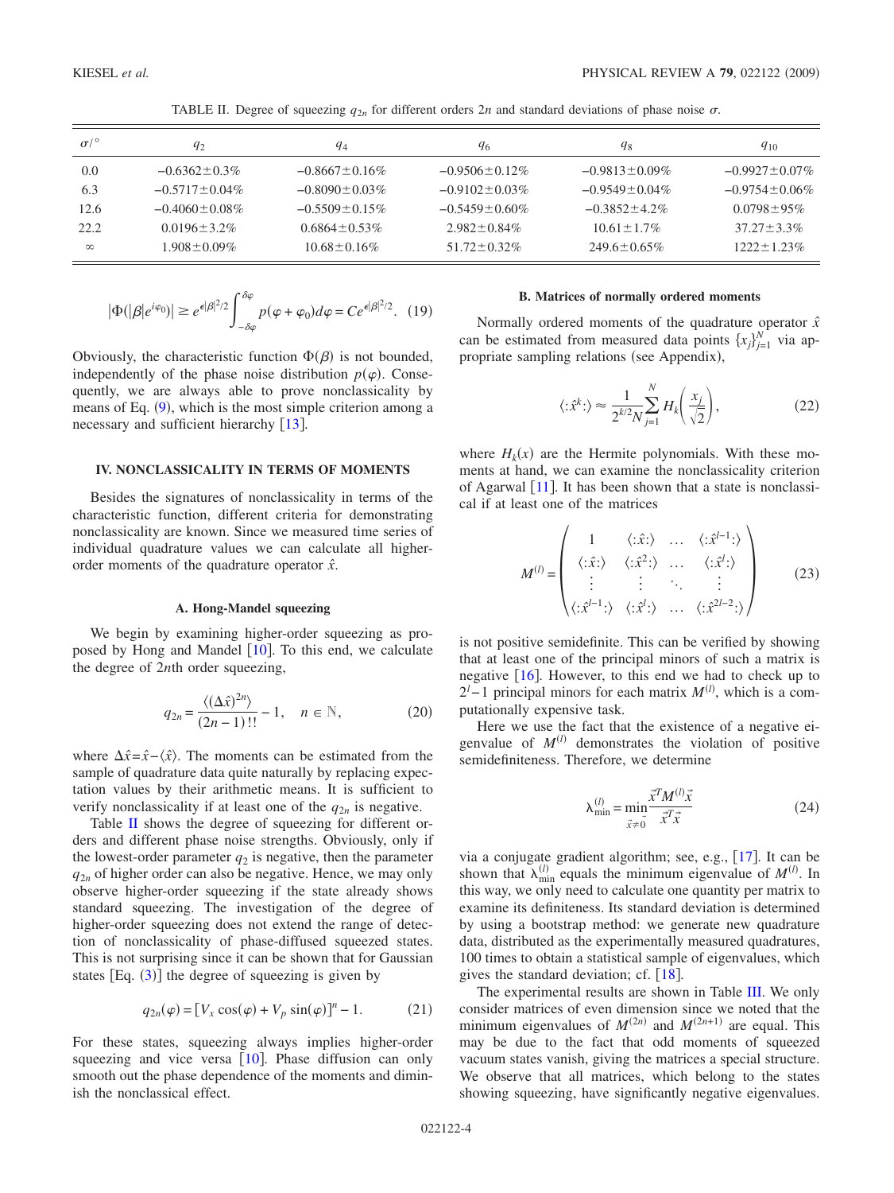TABLE II. Degree of squeezing $q_{2n}$ for different orders $2n$ and standard deviations of phase noise $\sigma$.

| $\sigma/°$ | $q_2$ | $q_4$ | $q_6$ | $q_8$ | $q_{10}$ |
|---|---|---|---|---|---|
| 0.0 | $-0.6362 \pm 0.3\%$ | $-0.8667 \pm 0.16\%$ | $-0.9506 \pm 0.12\%$ | $-0.9813 \pm 0.09\%$ | $-0.9927 \pm 0.07\%$ |
| 6.3 | $-0.5717 \pm 0.04\%$ | $-0.8090 \pm 0.03\%$ | $-0.9102 \pm 0.03\%$ | $-0.9549 \pm 0.04\%$ | $-0.9754 \pm 0.06\%$ |
| 12.6 | $-0.4060 \pm 0.08\%$ | $-0.5509 \pm 0.15\%$ | $-0.5459 \pm 0.60\%$ | $-0.3852 \pm 4.2\%$ | $0.0798 \pm 95\%$ |
| 22.2 | $0.0196 \pm 3.2\%$ | $0.6864 \pm 0.53\%$ | $2.982 \pm 0.84\%$ | $10.61 \pm 1.7\%$ | $37.27 \pm 3.3\%$ |
| $\infty$ | $1.908 \pm 0.09\%$ | $10.68 \pm 0.16\%$ | $51.72 \pm 0.32\%$ | $249.6 \pm 0.65\%$ | $1222 \pm 1.23\%$ |

$$|\Phi(|\beta|e^{i\varphi_0})| \geq e^{\epsilon|\beta|^2/2}\int_{-\delta\varphi}^{\delta\varphi} p(\varphi+\varphi_0)d\varphi = Ce^{\epsilon|\beta|^2/2}. \quad (19)$$

Obviously, the characteristic function $\Phi(\beta)$ is not bounded, independently of the phase noise distribution $p(\varphi)$. Consequently, we are always able to prove nonclassicality by means of Eq. (9), which is the most simple criterion among a necessary and sufficient hierarchy [13].

## IV. NONCLASSICALITY IN TERMS OF MOMENTS

Besides the signatures of nonclassicality in terms of the characteristic function, different criteria for demonstrating nonclassicality are known. Since we measured time series of individual quadrature values we can calculate all higher-order moments of the quadrature operator $\hat{x}$.

### A. Hong-Mandel squeezing

We begin by examining higher-order squeezing as proposed by Hong and Mandel [10]. To this end, we calculate the degree of $2n$th order squeezing,

$$q_{2n} = \frac{\langle(\Delta\hat{x})^{2n}\rangle}{(2n-1)!!} - 1, \quad n \in \mathbb{N}, \quad (20)$$

where $\Delta\hat{x} = \hat{x} - \langle\hat{x}\rangle$. The moments can be estimated from the sample of quadrature data quite naturally by replacing expectation values by their arithmetic means. It is sufficient to verify nonclassicality if at least one of the $q_{2n}$ is negative.

Table II shows the degree of squeezing for different orders and different phase noise strengths. Obviously, only if the lowest-order parameter $q_2$ is negative, then the parameter $q_{2n}$ of higher order can also be negative. Hence, we may only observe higher-order squeezing if the state already shows standard squeezing. The investigation of the degree of higher-order squeezing does not extend the range of detection of nonclassicality of phase-diffused squeezed states. This is not surprising since it can be shown that for Gaussian states [Eq. (3)] the degree of squeezing is given by

$$q_{2n}(\varphi) = [V_x \cos(\varphi) + V_p \sin(\varphi)]^n - 1. \quad (21)$$

For these states, squeezing always implies higher-order squeezing and vice versa [10]. Phase diffusion can only smooth out the phase dependence of the moments and diminish the nonclassical effect.

### B. Matrices of normally ordered moments

Normally ordered moments of the quadrature operator $\hat{x}$ can be estimated from measured data points $\{x_j\}_{j=1}^N$ via appropriate sampling relations (see Appendix),

$$\langle:\hat{x}^k:\rangle \approx \frac{1}{2^{k/2}N}\sum_{j=1}^{N} H_k\left(\frac{x_j}{\sqrt{2}}\right), \quad (22)$$

where $H_k(x)$ are the Hermite polynomials. With these moments at hand, we can examine the nonclassicality criterion of Agarwal [11]. It has been shown that a state is nonclassical if at least one of the matrices

$$M^{(l)} = \begin{pmatrix} 1 & \langle:\hat{x}:\rangle & \ldots & \langle:\hat{x}^{l-1}:\rangle \\ \langle:\hat{x}:\rangle & \langle:\hat{x}^2:\rangle & \ldots & \langle:\hat{x}^{l}:\rangle \\ \vdots & \vdots & \ddots & \vdots \\ \langle:\hat{x}^{l-1}:\rangle & \langle:\hat{x}^{l}:\rangle & \ldots & \langle:\hat{x}^{2l-2}:\rangle \end{pmatrix} \quad (23)$$

is not positive semidefinite. This can be verified by showing that at least one of the principal minors of such a matrix is negative [16]. However, to this end we had to check up to $2^l - 1$ principal minors for each matrix $M^{(l)}$, which is a computationally expensive task.

Here we use the fact that the existence of a negative eigenvalue of $M^{(l)}$ demonstrates the violation of positive semidefiniteness. Therefore, we determine

$$\lambda_{\min}^{(l)} = \min_{\vec{x}\neq\vec{0}} \frac{\vec{x}^T M^{(l)}\vec{x}}{\vec{x}^T\vec{x}} \quad (24)$$

via a conjugate gradient algorithm; see, e.g., [17]. It can be shown that $\lambda_{\min}^{(l)}$ equals the minimum eigenvalue of $M^{(l)}$. In this way, we only need to calculate one quantity per matrix to examine its definiteness. Its standard deviation is determined by using a bootstrap method: we generate new quadrature data, distributed as the experimentally measured quadratures, 100 times to obtain a statistical sample of eigenvalues, which gives the standard deviation; cf. [18].

The experimental results are shown in Table III. We only consider matrices of even dimension since we noted that the minimum eigenvalues of $M^{(2n)}$ and $M^{(2n+1)}$ are equal. This may be due to the fact that odd moments of squeezed vacuum states vanish, giving the matrices a special structure. We observe that all matrices, which belong to the states showing squeezing, have significantly negative eigenvalues.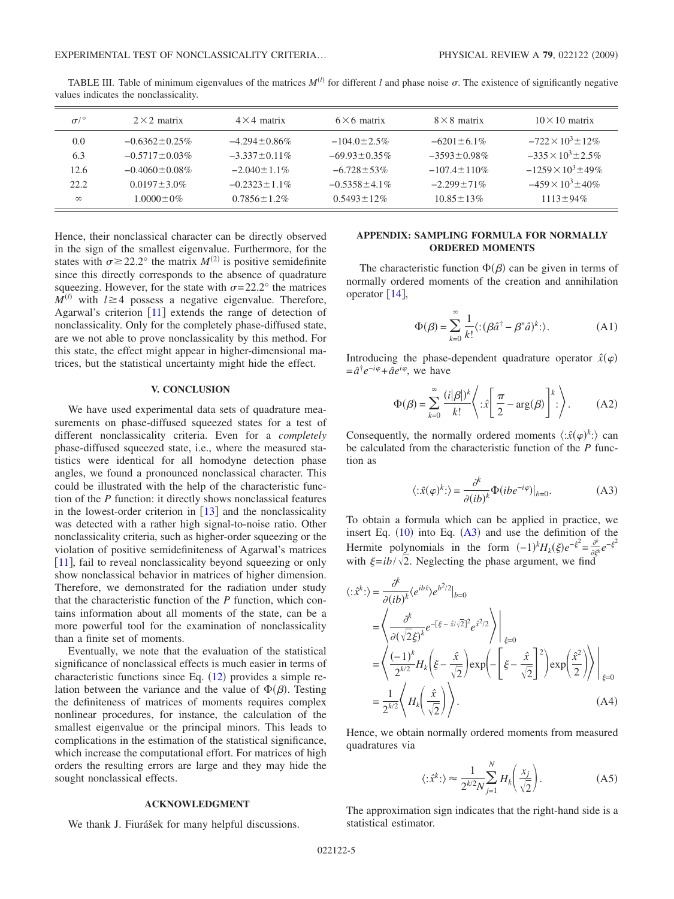TABLE III. Table of minimum eigenvalues of the matrices $M^{(l)}$ for different $l$ and phase noise $\sigma$. The existence of significantly negative values indicates the nonclassicality.

| $\sigma/°$ | $2\times 2$ matrix | $4\times 4$ matrix | $6\times 6$ matrix | $8\times 8$ matrix | $10\times 10$ matrix |
| --- | --- | --- | --- | --- | --- |
| 0.0 | $-0.6362\pm 0.25\%$ | $-4.294\pm 0.86\%$ | $-104.0\pm 2.5\%$ | $-6201\pm 6.1\%$ | $-722\times 10^3\pm 12\%$ |
| 6.3 | $-0.5717\pm 0.03\%$ | $-3.337\pm 0.11\%$ | $-69.93\pm 0.35\%$ | $-3593\pm 0.98\%$ | $-335\times 10^3\pm 2.5\%$ |
| 12.6 | $-0.4060\pm 0.08\%$ | $-2.040\pm 1.1\%$ | $-6.728\pm 53\%$ | $-107.4\pm 110\%$ | $-1259\times 10^3\pm 49\%$ |
| 22.2 | $0.0197\pm 3.0\%$ | $-0.2323\pm 1.1\%$ | $-0.5358\pm 4.1\%$ | $-2.299\pm 71\%$ | $-459\times 10^3\pm 40\%$ |
| $\infty$ | $1.0000\pm 0\%$ | $0.7856\pm 1.2\%$ | $0.5493\pm 12\%$ | $10.85\pm 13\%$ | $1113\pm 94\%$ |

Hence, their nonclassical character can be directly observed in the sign of the smallest eigenvalue. Furthermore, for the states with $\sigma \geq 22.2°$ the matrix $M^{(2)}$ is positive semidefinite since this directly corresponds to the absence of quadrature squeezing. However, for the state with $\sigma = 22.2°$ the matrices $M^{(l)}$ with $l \geq 4$ possess a negative eigenvalue. Therefore, Agarwal's criterion [11] extends the range of detection of nonclassicality. Only for the completely phase-diffused state, are we not able to prove nonclassicality by this method. For this state, the effect might appear in higher-dimensional matrices, but the statistical uncertainty might hide the effect.

## V. CONCLUSION

We have used experimental data sets of quadrature measurements on phase-diffused squeezed states for a test of different nonclassicality criteria. Even for a *completely* phase-diffused squeezed state, i.e., where the measured statistics were identical for all homodyne detection phase angles, we found a pronounced nonclassical character. This could be illustrated with the help of the characteristic function of the $P$ function: it directly shows nonclassical features in the lowest-order criterion in [13] and the nonclassicality was detected with a rather high signal-to-noise ratio. Other nonclassicality criteria, such as higher-order squeezing or the violation of positive semidefiniteness of Agarwal's matrices [11], fail to reveal nonclassicality beyond squeezing or only show nonclassical behavior in matrices of higher dimension. Therefore, we demonstrated for the radiation under study that the characteristic function of the $P$ function, which contains information about all moments of the state, can be a more powerful tool for the examination of nonclassicality than a finite set of moments.

Eventually, we note that the evaluation of the statistical significance of nonclassical effects is much easier in terms of characteristic functions since Eq. (12) provides a simple relation between the variance and the value of $\Phi(\beta)$. Testing the definiteness of matrices of moments requires complex nonlinear procedures, for instance, the calculation of the smallest eigenvalue or the principal minors. This leads to complications in the estimation of the statistical significance, which increase the computational effort. For matrices of high orders the resulting errors are large and they may hide the sought nonclassical effects.

## ACKNOWLEDGMENT

We thank J. Fiurášek for many helpful discussions.

## APPENDIX: SAMPLING FORMULA FOR NORMALLY ORDERED MOMENTS

The characteristic function $\Phi(\beta)$ can be given in terms of normally ordered moments of the creation and annihilation operator [14],

$$\Phi(\beta) = \sum_{k=0}^{\infty} \frac{1}{k!} \langle :(\beta \hat{a}^\dagger - \beta^* \hat{a})^k: \rangle. \tag{A1}$$

Introducing the phase-dependent quadrature operator $\hat{x}(\varphi) = \hat{a}^\dagger e^{-i\varphi} + \hat{a} e^{i\varphi}$, we have

$$\Phi(\beta) = \sum_{k=0}^{\infty} \frac{(i|\beta|)^k}{k!} \left\langle :\hat{x}\left[\frac{\pi}{2} - \arg(\beta)\right]^k : \right\rangle. \tag{A2}$$

Consequently, the normally ordered moments $\langle :\hat{x}(\varphi)^k: \rangle$ can be calculated from the characteristic function of the $P$ function as

$$\langle :\hat{x}(\varphi)^k: \rangle = \frac{\partial^k}{\partial (ib)^k} \Phi(ib e^{-i\varphi})|_{b=0}. \tag{A3}$$

To obtain a formula which can be applied in practice, we insert Eq. (10) into Eq. (A3) and use the definition of the Hermite polynomials in the form $(-1)^k H_k(\xi) e^{-\xi^2} = \frac{\partial^k}{\partial \xi^k} e^{-\xi^2}$ with $\xi = ib/\sqrt{2}$. Neglecting the phase argument, we find

$$\begin{aligned}
\langle :\hat{x}^k: \rangle &= \frac{\partial^k}{\partial (ib)^k} \langle e^{ib\hat{x}} \rangle e^{b^2/2}|_{b=0} \\
&= \left\langle \frac{\partial^k}{\partial (\sqrt{2}\xi)^k} e^{-[\xi - \hat{x}/\sqrt{2}]^2} e^{\hat{x}^2/2} \right\rangle \Bigg|_{\xi=0} \\
&= \left\langle \frac{(-1)^k}{2^{k/2}} H_k\left(\xi - \frac{\hat{x}}{\sqrt{2}}\right) \exp\left(-\left[\xi - \frac{\hat{x}}{\sqrt{2}}\right]^2\right) \exp\left(\frac{\hat{x}^2}{2}\right) \right\rangle \Bigg|_{\xi=0} \\
&= \frac{1}{2^{k/2}} \left\langle H_k\left(\frac{\hat{x}}{\sqrt{2}}\right) \right\rangle.
\end{aligned} \tag{A4}$$

Hence, we obtain normally ordered moments from measured quadratures via

$$\langle :\hat{x}^k: \rangle \approx \frac{1}{2^{k/2} N} \sum_{j=1}^{N} H_k\left(\frac{x_j}{\sqrt{2}}\right). \tag{A5}$$

The approximation sign indicates that the right-hand side is a statistical estimator.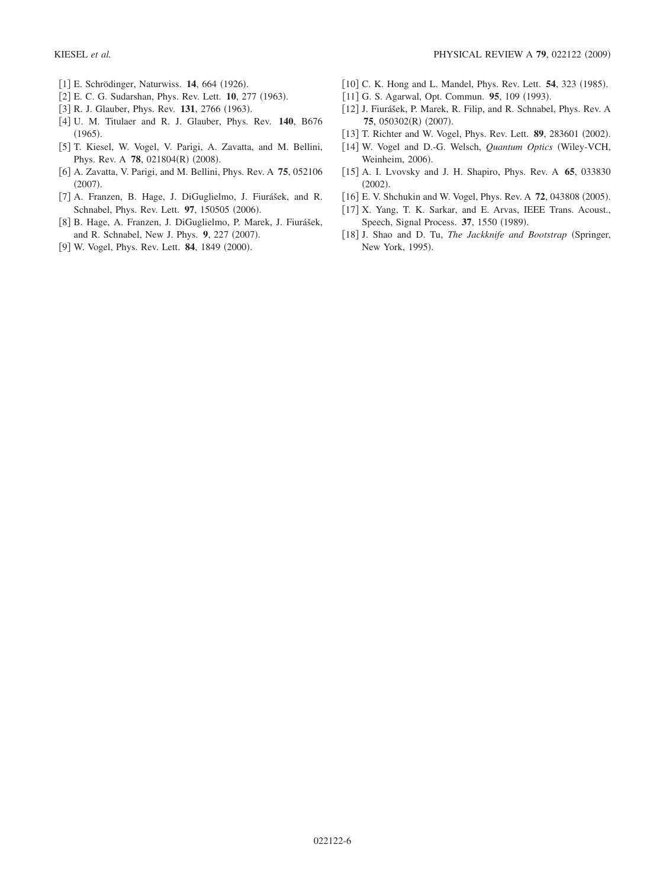[1] E. Schrödinger, Naturwiss. **14**, 664 (1926).

[2] E. C. G. Sudarshan, Phys. Rev. Lett. **10**, 277 (1963).

[3] R. J. Glauber, Phys. Rev. **131**, 2766 (1963).

[4] U. M. Titulaer and R. J. Glauber, Phys. Rev. **140**, B676 (1965).

[5] T. Kiesel, W. Vogel, V. Parigi, A. Zavatta, and M. Bellini, Phys. Rev. A **78**, 021804(R) (2008).

[6] A. Zavatta, V. Parigi, and M. Bellini, Phys. Rev. A **75**, 052106 (2007).

[7] A. Franzen, B. Hage, J. DiGuglielmo, J. Fiurášek, and R. Schnabel, Phys. Rev. Lett. **97**, 150505 (2006).

[8] B. Hage, A. Franzen, J. DiGuglielmo, P. Marek, J. Fiurášek, and R. Schnabel, New J. Phys. **9**, 227 (2007).

[9] W. Vogel, Phys. Rev. Lett. **84**, 1849 (2000).

[10] C. K. Hong and L. Mandel, Phys. Rev. Lett. **54**, 323 (1985).

[11] G. S. Agarwal, Opt. Commun. **95**, 109 (1993).

[12] J. Fiurášek, P. Marek, R. Filip, and R. Schnabel, Phys. Rev. A **75**, 050302(R) (2007).

[13] T. Richter and W. Vogel, Phys. Rev. Lett. **89**, 283601 (2002).

[14] W. Vogel and D.-G. Welsch, *Quantum Optics* (Wiley-VCH, Weinheim, 2006).

[15] A. I. Lvovsky and J. H. Shapiro, Phys. Rev. A **65**, 033830 (2002).

[16] E. V. Shchukin and W. Vogel, Phys. Rev. A **72**, 043808 (2005).

[17] X. Yang, T. K. Sarkar, and E. Arvas, IEEE Trans. Acoust., Speech, Signal Process. **37**, 1550 (1989).

[18] J. Shao and D. Tu, *The Jackknife and Bootstrap* (Springer, New York, 1995).